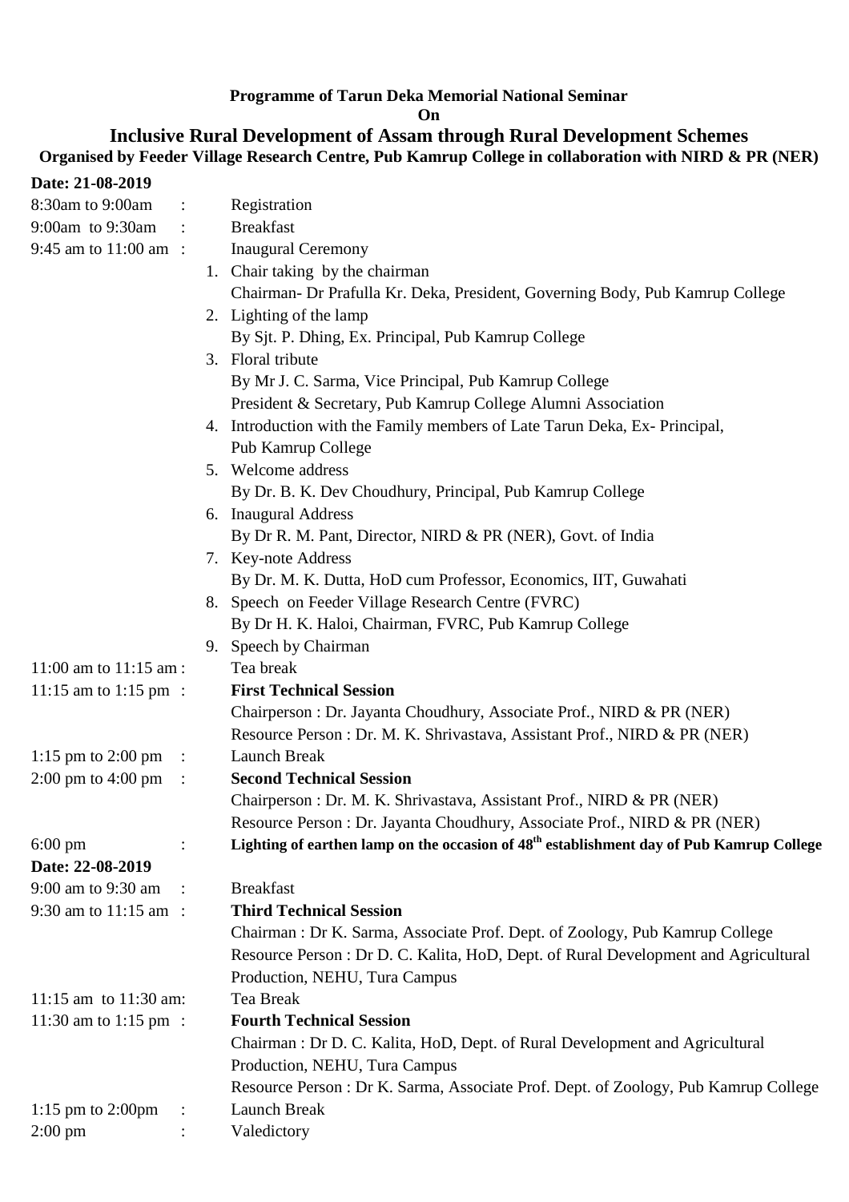**Programme of Tarun Deka Memorial National Seminar**

**On**

## Inclusive Rural Development of Assam through Rural Development Schemes

**Organised by Feeder Village Research Centre, Pub Kamrup College in collaboration with NIRD & PR (NER)**

**Date: 21-08-2019**

8:30am to 9:00am : Registration

9:00am to 9:30am : Breakfast

9:45 am to 11:00 am : Inaugural Ceremony

1. Chair taking by the chairman
   Chairman- Dr Prafulla Kr. Deka, President, Governing Body, Pub Kamrup College
2. Lighting of the lamp
   By Sjt. P. Dhing, Ex. Principal, Pub Kamrup College
3. Floral tribute
   By Mr J. C. Sarma, Vice Principal, Pub Kamrup College
   President & Secretary, Pub Kamrup College Alumni Association
4. Introduction with the Family members of Late Tarun Deka, Ex- Principal, Pub Kamrup College
5. Welcome address
   By Dr. B. K. Dev Choudhury, Principal, Pub Kamrup College
6. Inaugural Address
   By Dr R. M. Pant, Director, NIRD & PR (NER), Govt. of India
7. Key-note Address
   By Dr. M. K. Dutta, HoD cum Professor, Economics, IIT, Guwahati
8. Speech on Feeder Village Research Centre (FVRC)
   By Dr H. K. Haloi, Chairman, FVRC, Pub Kamrup College
9. Speech by Chairman

11:00 am to 11:15 am : Tea break

11:15 am to 1:15 pm : **First Technical Session**
Chairperson : Dr. Jayanta Choudhury, Associate Prof., NIRD & PR (NER)
Resource Person : Dr. M. K. Shrivastava, Assistant Prof., NIRD & PR (NER)

1:15 pm to 2:00 pm : Launch Break

2:00 pm to 4:00 pm : **Second Technical Session**
Chairperson : Dr. M. K. Shrivastava, Assistant Prof., NIRD & PR (NER)
Resource Person : Dr. Jayanta Choudhury, Associate Prof., NIRD & PR (NER)

6:00 pm : **Lighting of earthen lamp on the occasion of 48th establishment day of Pub Kamrup College**

**Date: 22-08-2019**

9:00 am to 9:30 am : Breakfast

9:30 am to 11:15 am : **Third Technical Session**
Chairman : Dr K. Sarma, Associate Prof. Dept. of Zoology, Pub Kamrup College
Resource Person : Dr D. C. Kalita, HoD, Dept. of Rural Development and Agricultural Production, NEHU, Tura Campus

11:15 am to 11:30 am: Tea Break

11:30 am to 1:15 pm : **Fourth Technical Session**
Chairman : Dr D. C. Kalita, HoD, Dept. of Rural Development and Agricultural Production, NEHU, Tura Campus
Resource Person : Dr K. Sarma, Associate Prof. Dept. of Zoology, Pub Kamrup College

1:15 pm to 2:00pm : Launch Break

2:00 pm : Valedictory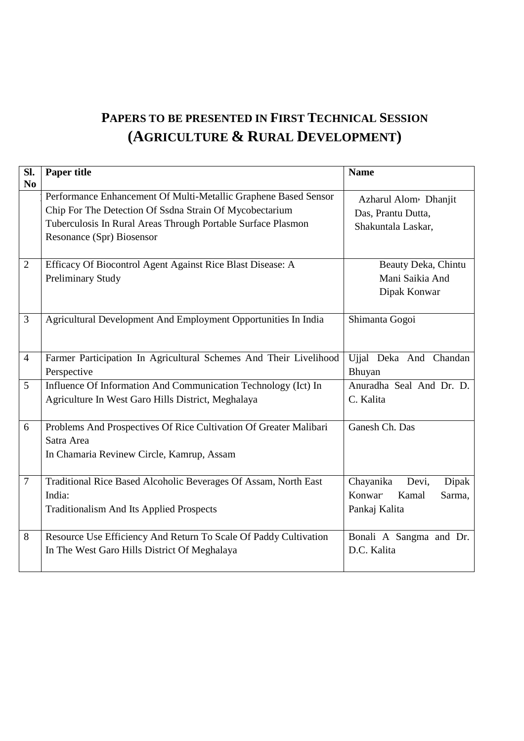## PAPERS TO BE PRESENTED IN FIRST TECHNICAL SESSION
## (AGRICULTURE & RURAL DEVELOPMENT)

| Sl. No | Paper title | Name |
|---|---|---|
| | Performance Enhancement Of Multi-Metallic Graphene Based Sensor Chip For The Detection Of Ssdna Strain Of Mycobectarium Tuberculosis In Rural Areas Through Portable Surface Plasmon Resonance (Spr) Biosensor | Azharul Alom, Dhanjit Das, Prantu Dutta, Shakuntala Laskar, |
| 2 | Efficacy Of Biocontrol Agent Against Rice Blast Disease: A Preliminary Study | Beauty Deka, Chintu Mani Saikia And Dipak Konwar |
| 3 | Agricultural Development And Employment Opportunities In India | Shimanta Gogoi |
| 4 | Farmer Participation In Agricultural Schemes And Their Livelihood Perspective | Ujjal Deka And Chandan Bhuyan |
| 5 | Influence Of Information And Communication Technology (Ict) In Agriculture In West Garo Hills District, Meghalaya | Anuradha Seal And Dr. D. C. Kalita |
| 6 | Problems And Prospectives Of Rice Cultivation Of Greater Malibari Satra Area In Chamaria Revinew Circle, Kamrup, Assam | Ganesh Ch. Das |
| 7 | Traditional Rice Based Alcoholic Beverages Of Assam, North East India: Traditionalism And Its Applied Prospects | Chayanika Devi, Dipak Konwar, Kamal Sarma, Pankaj Kalita |
| 8 | Resource Use Efficiency And Return To Scale Of Paddy Cultivation In The West Garo Hills District Of Meghalaya | Bonali A Sangma and Dr. D.C. Kalita |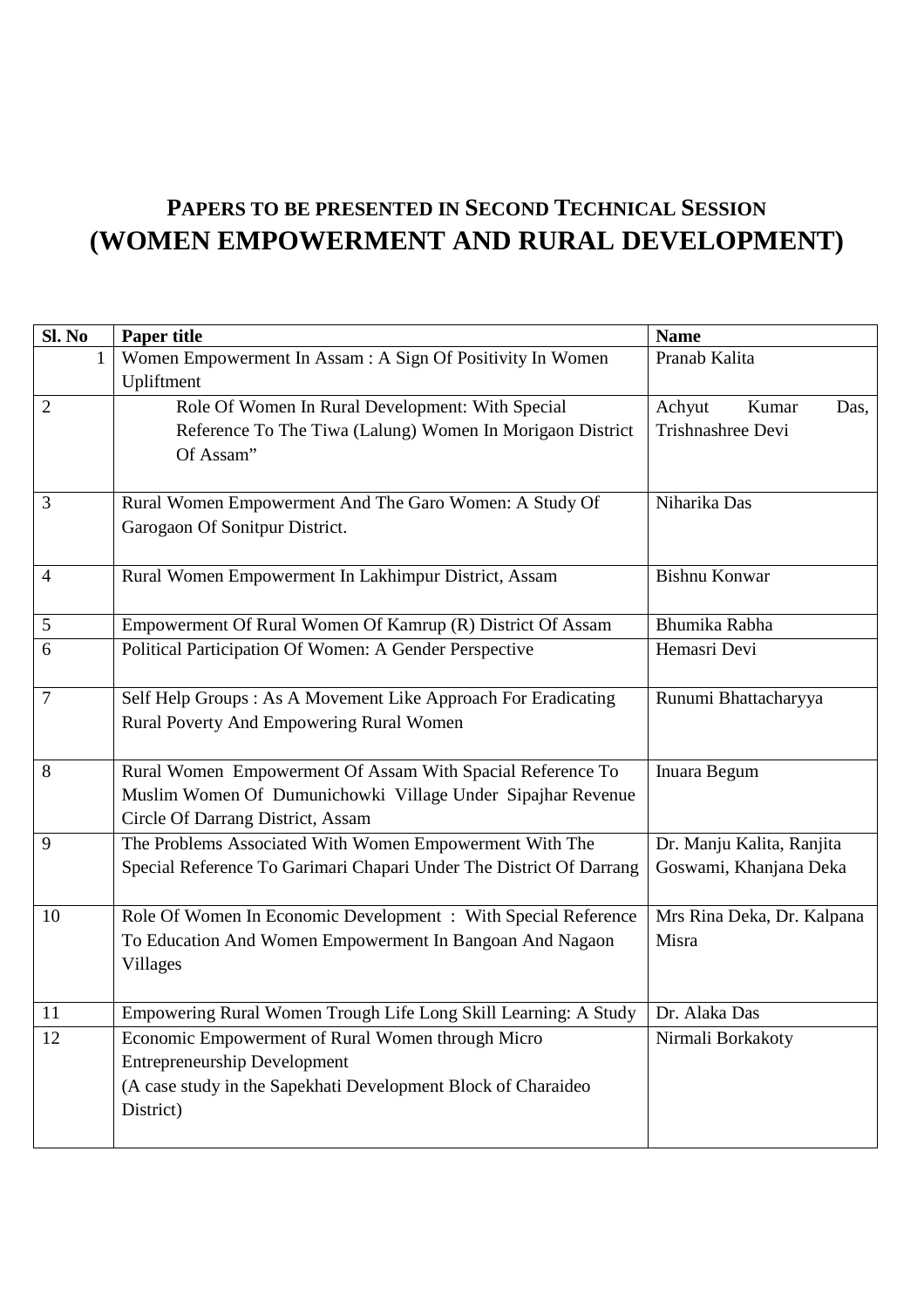# PAPERS TO BE PRESENTED IN SECOND TECHNICAL SESSION
# (WOMEN EMPOWERMENT AND RURAL DEVELOPMENT)

| Sl. No | Paper title | Name |
|---|---|---|
| 1 | Women Empowerment In Assam : A Sign Of Positivity In Women Upliftment | Pranab Kalita |
| 2 | Role Of Women In Rural Development: With Special Reference To The Tiwa (Lalung) Women In Morigaon District Of Assam" | Achyut Kumar Das, Trishnashree Devi |
| 3 | Rural Women Empowerment And The Garo Women: A Study Of Garogaon Of Sonitpur District. | Niharika Das |
| 4 | Rural Women Empowerment In Lakhimpur District, Assam | Bishnu Konwar |
| 5 | Empowerment Of Rural Women Of Kamrup (R) District Of Assam | Bhumika Rabha |
| 6 | Political Participation Of Women: A Gender Perspective | Hemasri Devi |
| 7 | Self Help Groups : As A Movement Like Approach For Eradicating Rural Poverty And Empowering Rural Women | Runumi Bhattacharyya |
| 8 | Rural Women Empowerment Of Assam With Spacial Reference To Muslim Women Of Dumunichowki Village Under Sipajhar Revenue Circle Of Darrang District, Assam | Inuara Begum |
| 9 | The Problems Associated With Women Empowerment With The Special Reference To Garimari Chapari Under The District Of Darrang | Dr. Manju Kalita, Ranjita Goswami, Khanjana Deka |
| 10 | Role Of Women In Economic Development : With Special Reference To Education And Women Empowerment In Bangoan And Nagaon Villages | Mrs Rina Deka, Dr. Kalpana Misra |
| 11 | Empowering Rural Women Trough Life Long Skill Learning: A Study | Dr. Alaka Das |
| 12 | Economic Empowerment of Rural Women through Micro Entrepreneurship Development (A case study in the Sapekhati Development Block of Charaideo District) | Nirmali Borkakoty |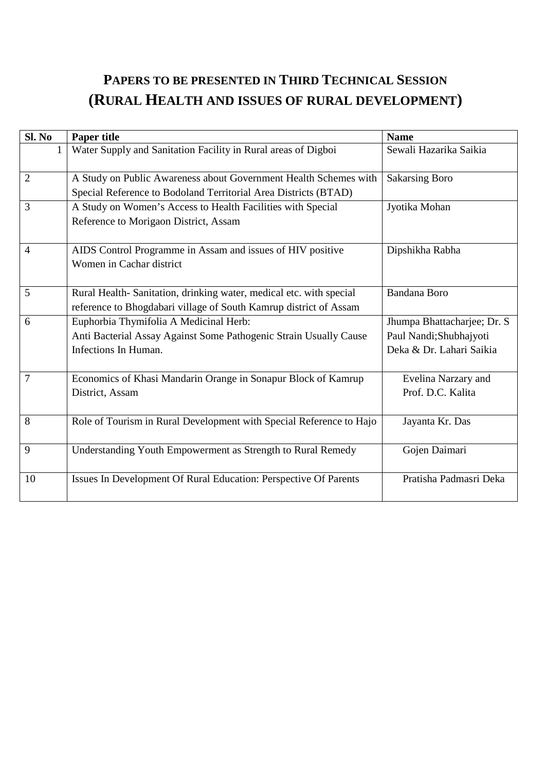## PAPERS TO BE PRESENTED IN THIRD TECHNICAL SESSION (RURAL HEALTH AND ISSUES OF RURAL DEVELOPMENT)

| Sl. No | Paper title | Name |
|---|---|---|
| 1 | Water Supply and Sanitation Facility in Rural areas of Digboi | Sewali Hazarika Saikia |
| 2 | A Study on Public Awareness about Government Health Schemes with Special Reference to Bodoland Territorial Area Districts (BTAD) | Sakarsing Boro |
| 3 | A Study on Women's Access to Health Facilities with Special Reference to Morigaon District, Assam | Jyotika Mohan |
| 4 | AIDS Control Programme in Assam and issues of HIV positive Women in Cachar district | Dipshikha Rabha |
| 5 | Rural Health- Sanitation, drinking water, medical etc. with special reference to Bhogdabari village of South Kamrup district of Assam | Bandana Boro |
| 6 | Euphorbia Thymifolia A Medicinal Herb: Anti Bacterial Assay Against Some Pathogenic Strain Usually Cause Infections In Human. | Jhumpa Bhattacharjee; Dr. S Paul Nandi;Shubhajyoti Deka & Dr. Lahari Saikia |
| 7 | Economics of Khasi Mandarin Orange in Sonapur Block of Kamrup District, Assam | Evelina Narzary and Prof. D.C. Kalita |
| 8 | Role of Tourism in Rural Development with Special Reference to Hajo | Jayanta Kr. Das |
| 9 | Understanding Youth Empowerment as Strength to Rural Remedy | Gojen Daimari |
| 10 | Issues In Development Of Rural Education: Perspective Of Parents | Pratisha Padmasri Deka |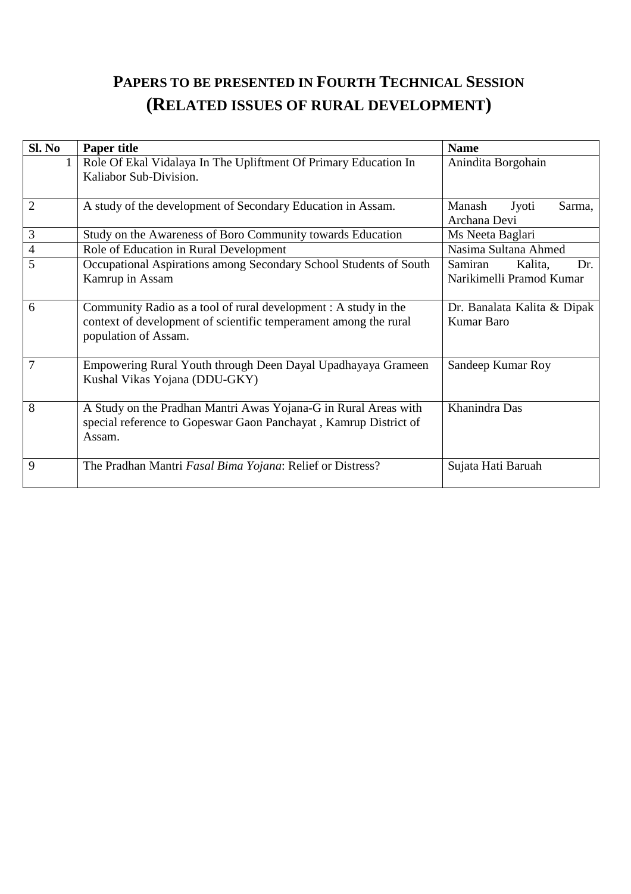## PAPERS TO BE PRESENTED IN FOURTH TECHNICAL SESSION (RELATED ISSUES OF RURAL DEVELOPMENT)

| Sl. No | Paper title | Name |
|---|---|---|
| 1 | Role Of Ekal Vidalaya In The Upliftment Of Primary Education In Kaliabor Sub-Division. | Anindita Borgohain |
| 2 | A study of the development of Secondary Education in Assam. | Manash Jyoti Sarma, Archana Devi |
| 3 | Study on the Awareness of Boro Community towards Education | Ms Neeta Baglari |
| 4 | Role of Education in Rural Development | Nasima Sultana Ahmed |
| 5 | Occupational Aspirations among Secondary School Students of South Kamrup in Assam | Samiran Kalita, Dr. Narikimelli Pramod Kumar |
| 6 | Community Radio as a tool of rural development : A study in the context of development of scientific temperament among the rural population of Assam. | Dr. Banalata Kalita & Dipak Kumar Baro |
| 7 | Empowering Rural Youth through Deen Dayal Upadhayaya Grameen Kushal Vikas Yojana (DDU-GKY) | Sandeep Kumar Roy |
| 8 | A Study on the Pradhan Mantri Awas Yojana-G in Rural Areas with special reference to Gopeswar Gaon Panchayat , Kamrup District of Assam. | Khanindra Das |
| 9 | The Pradhan Mantri *Fasal Bima Yojana*: Relief or Distress? | Sujata Hati Baruah |